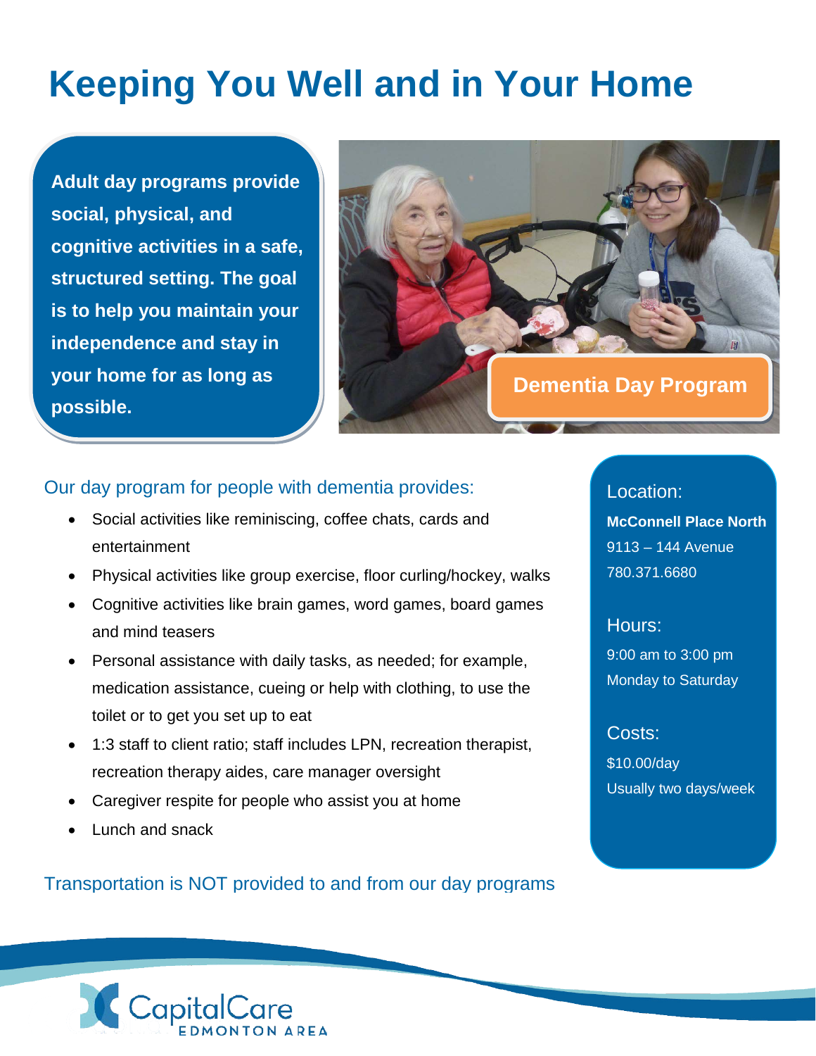# Keeping You Well and in Your Home

**Adult day programs provide social, physical, and cognitive activities in a safe, structured setting. The goal is to help you maintain your independence and stay in your home for as long as possible.**

## Dementia Day Program

### Our day program for people with dementia provides:

- Social activities like reminiscing, coffee chats, cards and entertainment
- Physical activities like group exercise, floor curling/hockey, walks
- Cognitive activities like brain games, word games, board games and mind teasers
- Personal assistance with daily tasks, as needed; for example, medication assistance, cueing or help with clothing, to use the toilet or to get you set up to eat
- 1:3 staff to client ratio; staff includes LPN, recreation therapist, recreation therapy aides, care manager oversight
- Caregiver respite for people who assist you at home
- Lunch and snack

### Location:

**McConnell Place North**
9113 – 144 Avenue
780.371.6680

### Hours:

9:00 am to 3:00 pm
Monday to Saturday

### Costs:

$10.00/day
Usually two days/week

### Transportation is NOT provided to and from our day programs

CapitalCare
EDMONTON AREA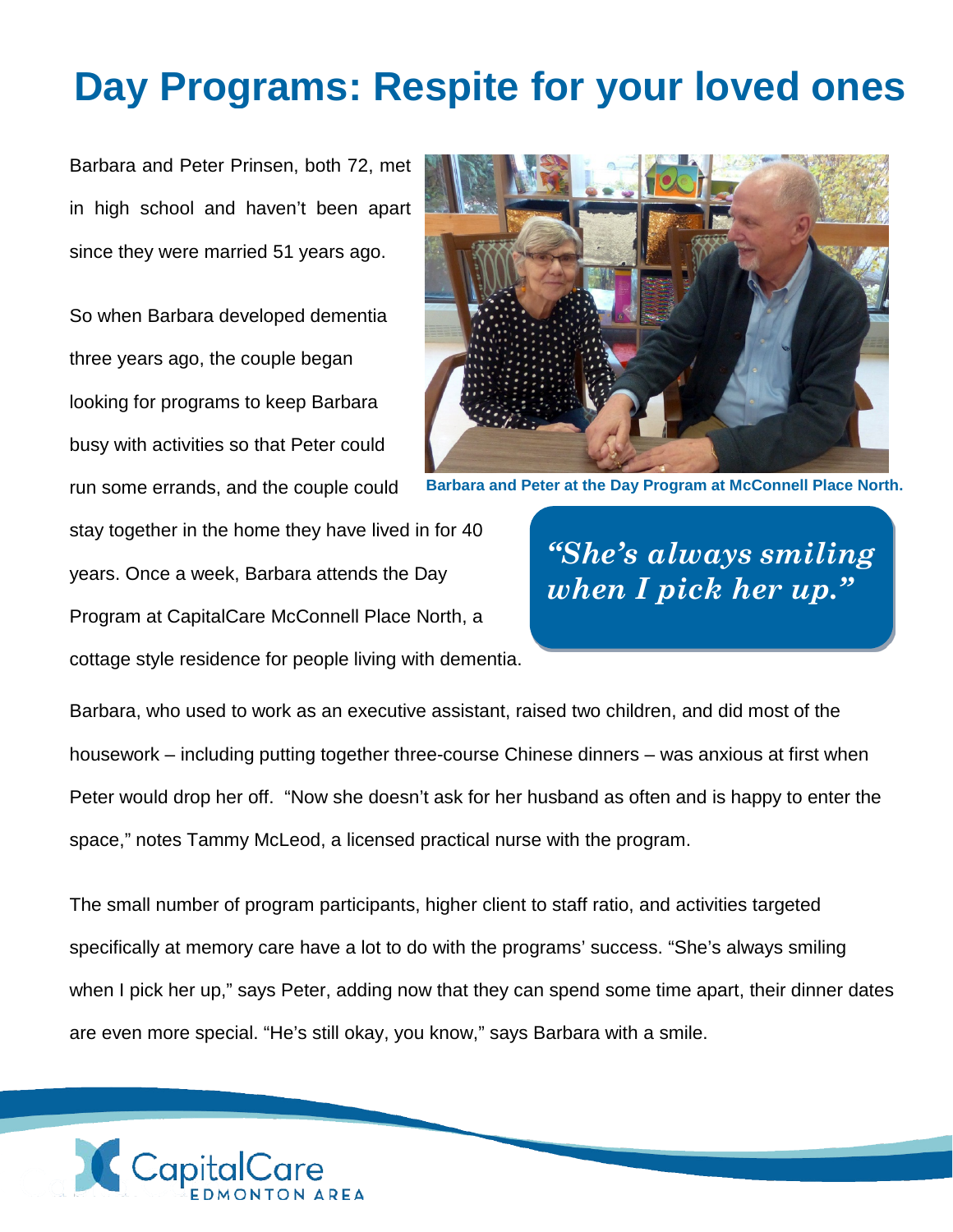# Day Programs: Respite for your loved ones

Barbara and Peter Prinsen, both 72, met in high school and haven't been apart since they were married 51 years ago.

So when Barbara developed dementia three years ago, the couple began looking for programs to keep Barbara busy with activities so that Peter could run some errands, and the couple could stay together in the home they have lived in for 40 years. Once a week, Barbara attends the Day Program at CapitalCare McConnell Place North, a cottage style residence for people living with dementia.

**Barbara and Peter at the Day Program at McConnell Place North.**

> ***"She's always smiling when I pick her up."***

Barbara, who used to work as an executive assistant, raised two children, and did most of the housework – including putting together three-course Chinese dinners – was anxious at first when Peter would drop her off. "Now she doesn't ask for her husband as often and is happy to enter the space," notes Tammy McLeod, a licensed practical nurse with the program.

The small number of program participants, higher client to staff ratio, and activities targeted specifically at memory care have a lot to do with the programs' success. "She's always smiling when I pick her up," says Peter, adding now that they can spend some time apart, their dinner dates are even more special. "He's still okay, you know," says Barbara with a smile.

CapitalCare EDMONTON AREA